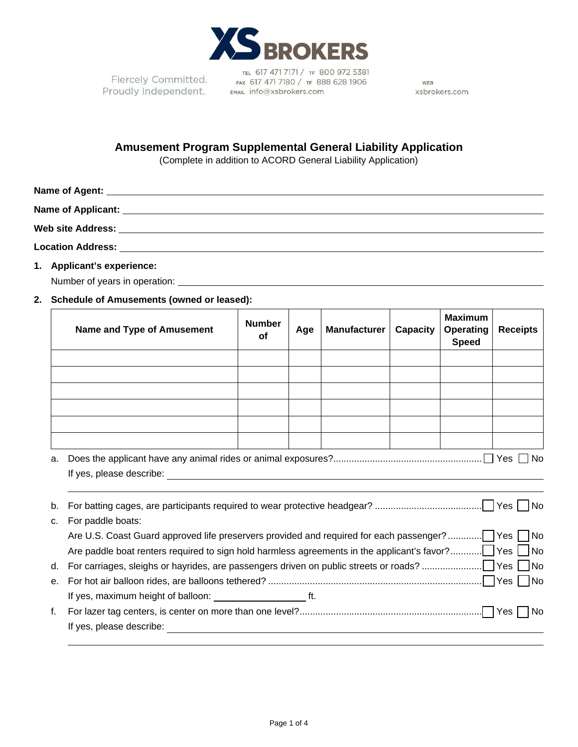XS BROKERS

Fiercely Committed.
Proudly Independent.

TEL 617 471 7171 / TF 800 972 5381
FAX 617 471 7180 / TF 888 628 1906
EMAIL info@xsbrokers.com

WEB
xsbrokers.com

# Amusement Program Supplemental General Liability Application

(Complete in addition to ACORD General Liability Application)

**Name of Agent:** ______________________________

**Name of Applicant:** ______________________________

**Web site Address:** ______________________________

**Location Address:** ______________________________

**1. Applicant's experience:**

Number of years in operation: ______________________________

**2. Schedule of Amusements (owned or leased):**

| Name and Type of Amusement | Number of | Age | Manufacturer | Capacity | Maximum Operating Speed | Receipts |
|---|---|---|---|---|---|---|
| | | | | | | |
| | | | | | | |
| | | | | | | |
| | | | | | | |
| | | | | | | |
| | | | | | | |

a. Does the applicant have any animal rides or animal exposures? ☐ Yes ☐ No

If yes, please describe: ______________________________

b. For batting cages, are participants required to wear protective headgear? ☐ Yes ☐ No

c. For paddle boats:

Are U.S. Coast Guard approved life preservers provided and required for each passenger? ☐ Yes ☐ No

Are paddle boat renters required to sign hold harmless agreements in the applicant's favor? ☐ Yes ☐ No

d. For carriages, sleighs or hayrides, are passengers driven on public streets or roads? ☐ Yes ☐ No

e. For hot air balloon rides, are balloons tethered? ☐ Yes ☐ No

If yes, maximum height of balloon: __________ ft.

f. For lazer tag centers, is center on more than one level? ☐ Yes ☐ No

If yes, please describe: ______________________________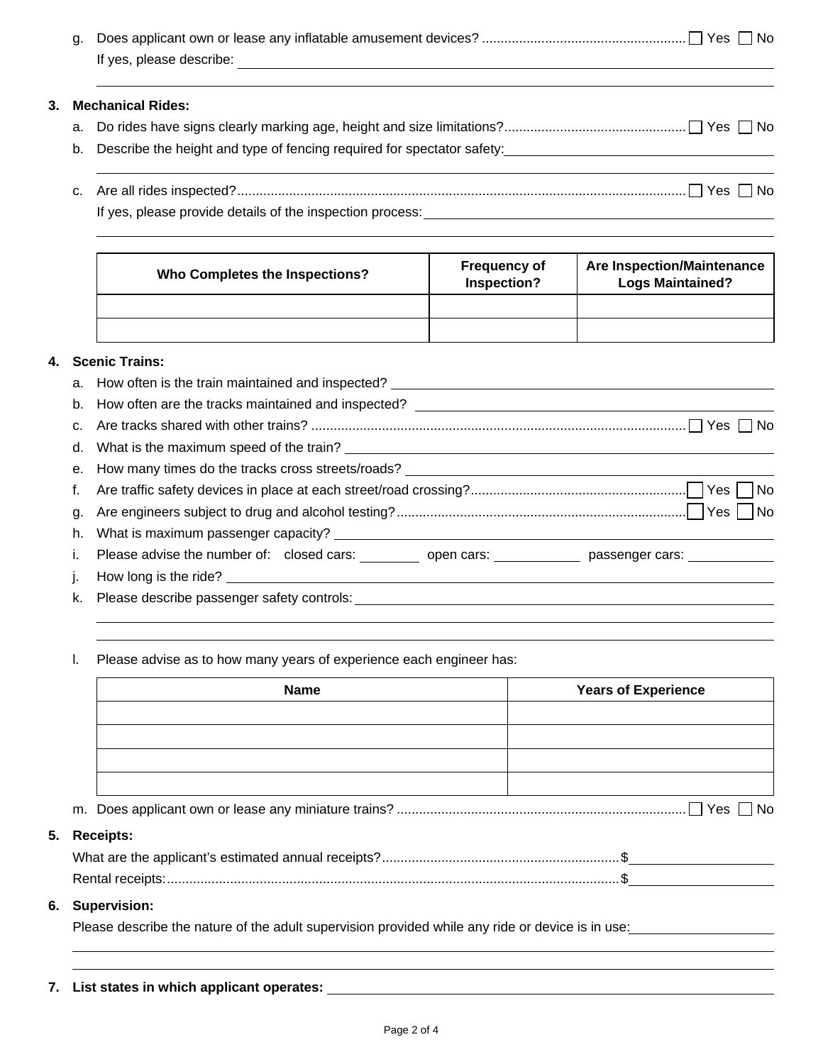g. Does applicant own or lease any inflatable amusement devices? ☐ Yes ☐ No
   If yes, please describe: ______________________________

**3. Mechanical Rides:**

a. Do rides have signs clearly marking age, height and size limitations? ☐ Yes ☐ No

b. Describe the height and type of fencing required for spectator safety: ______________________________

c. Are all rides inspected? ☐ Yes ☐ No
   If yes, please provide details of the inspection process: ______________________________

| Who Completes the Inspections? | Frequency of Inspection? | Are Inspection/Maintenance Logs Maintained? |
|---|---|---|
| | | |
| | | |

**4. Scenic Trains:**

a. How often is the train maintained and inspected? ______________________________

b. How often are the tracks maintained and inspected? ______________________________

c. Are tracks shared with other trains? ☐ Yes ☐ No

d. What is the maximum speed of the train? ______________________________

e. How many times do the tracks cross streets/roads? ______________________________

f. Are traffic safety devices in place at each street/road crossing? ☐ Yes ☐ No

g. Are engineers subject to drug and alcohol testing? ☐ Yes ☐ No

h. What is maximum passenger capacity? ______________________________

i. Please advise the number of: closed cars: ________ open cars: ________ passenger cars: ________

j. How long is the ride? ______________________________

k. Please describe passenger safety controls: ______________________________

l. Please advise as to how many years of experience each engineer has:

| Name | Years of Experience |
|---|---|
| | |
| | |
| | |
| | |

m. Does applicant own or lease any miniature trains? ☐ Yes ☐ No

**5. Receipts:**

What are the applicant's estimated annual receipts? $ ____________

Rental receipts: $ ____________

**6. Supervision:**

Please describe the nature of the adult supervision provided while any ride or device is in use: ______________________________

**7. List states in which applicant operates:** ______________________________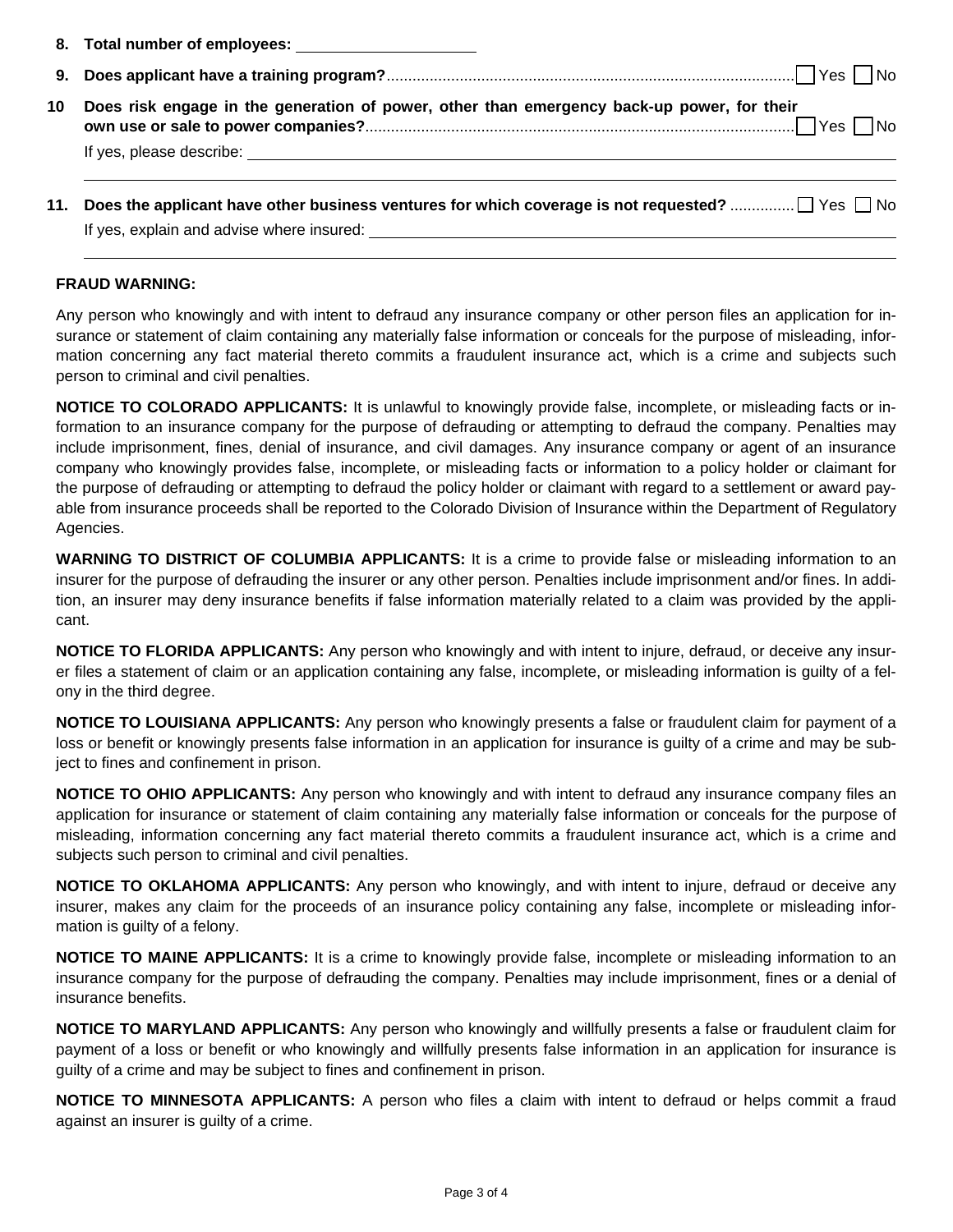**8. Total number of employees:** \_\_\_\_\_\_\_\_\_\_\_\_\_\_\_\_\_\_\_\_

**9. Does applicant have a training program?**.............................................................................................. ☐ Yes ☐ No

**10 Does risk engage in the generation of power, other than emergency back-up power, for their own use or sale to power companies?**.................................................................................................... ☐ Yes ☐ No

If yes, please describe: \_\_\_\_\_\_\_\_\_\_\_\_\_\_\_\_\_\_\_\_\_\_\_\_\_\_\_\_\_\_\_\_\_\_\_\_\_\_\_\_\_\_\_\_\_\_\_\_\_\_\_\_\_\_\_\_\_\_\_\_

\_\_\_\_\_\_\_\_\_\_\_\_\_\_\_\_\_\_\_\_\_\_\_\_\_\_\_\_\_\_\_\_\_\_\_\_\_\_\_\_\_\_\_\_\_\_\_\_\_\_\_\_\_\_\_\_\_\_\_\_\_\_\_\_\_\_\_\_\_\_\_\_\_\_\_\_\_\_\_\_

**11. Does the applicant have other business ventures for which coverage is not requested?** .............. ☐ Yes ☐ No

If yes, explain and advise where insured: \_\_\_\_\_\_\_\_\_\_\_\_\_\_\_\_\_\_\_\_\_\_\_\_\_\_\_\_\_\_\_\_\_\_\_\_\_\_\_\_\_\_\_\_\_\_\_\_

\_\_\_\_\_\_\_\_\_\_\_\_\_\_\_\_\_\_\_\_\_\_\_\_\_\_\_\_\_\_\_\_\_\_\_\_\_\_\_\_\_\_\_\_\_\_\_\_\_\_\_\_\_\_\_\_\_\_\_\_\_\_\_\_\_\_\_\_\_\_\_\_\_\_\_\_\_\_\_\_

**FRAUD WARNING:**

Any person who knowingly and with intent to defraud any insurance company or other person files an application for insurance or statement of claim containing any materially false information or conceals for the purpose of misleading, information concerning any fact material thereto commits a fraudulent insurance act, which is a crime and subjects such person to criminal and civil penalties.

**NOTICE TO COLORADO APPLICANTS:** It is unlawful to knowingly provide false, incomplete, or misleading facts or information to an insurance company for the purpose of defrauding or attempting to defraud the company. Penalties may include imprisonment, fines, denial of insurance, and civil damages. Any insurance company or agent of an insurance company who knowingly provides false, incomplete, or misleading facts or information to a policy holder or claimant for the purpose of defrauding or attempting to defraud the policy holder or claimant with regard to a settlement or award payable from insurance proceeds shall be reported to the Colorado Division of Insurance within the Department of Regulatory Agencies.

**WARNING TO DISTRICT OF COLUMBIA APPLICANTS:** It is a crime to provide false or misleading information to an insurer for the purpose of defrauding the insurer or any other person. Penalties include imprisonment and/or fines. In addition, an insurer may deny insurance benefits if false information materially related to a claim was provided by the applicant.

**NOTICE TO FLORIDA APPLICANTS:** Any person who knowingly and with intent to injure, defraud, or deceive any insurer files a statement of claim or an application containing any false, incomplete, or misleading information is guilty of a felony in the third degree.

**NOTICE TO LOUISIANA APPLICANTS:** Any person who knowingly presents a false or fraudulent claim for payment of a loss or benefit or knowingly presents false information in an application for insurance is guilty of a crime and may be subject to fines and confinement in prison.

**NOTICE TO OHIO APPLICANTS:** Any person who knowingly and with intent to defraud any insurance company files an application for insurance or statement of claim containing any materially false information or conceals for the purpose of misleading, information concerning any fact material thereto commits a fraudulent insurance act, which is a crime and subjects such person to criminal and civil penalties.

**NOTICE TO OKLAHOMA APPLICANTS:** Any person who knowingly, and with intent to injure, defraud or deceive any insurer, makes any claim for the proceeds of an insurance policy containing any false, incomplete or misleading information is guilty of a felony.

**NOTICE TO MAINE APPLICANTS:** It is a crime to knowingly provide false, incomplete or misleading information to an insurance company for the purpose of defrauding the company. Penalties may include imprisonment, fines or a denial of insurance benefits.

**NOTICE TO MARYLAND APPLICANTS:** Any person who knowingly and willfully presents a false or fraudulent claim for payment of a loss or benefit or who knowingly and willfully presents false information in an application for insurance is guilty of a crime and may be subject to fines and confinement in prison.

**NOTICE TO MINNESOTA APPLICANTS:** A person who files a claim with intent to defraud or helps commit a fraud against an insurer is guilty of a crime.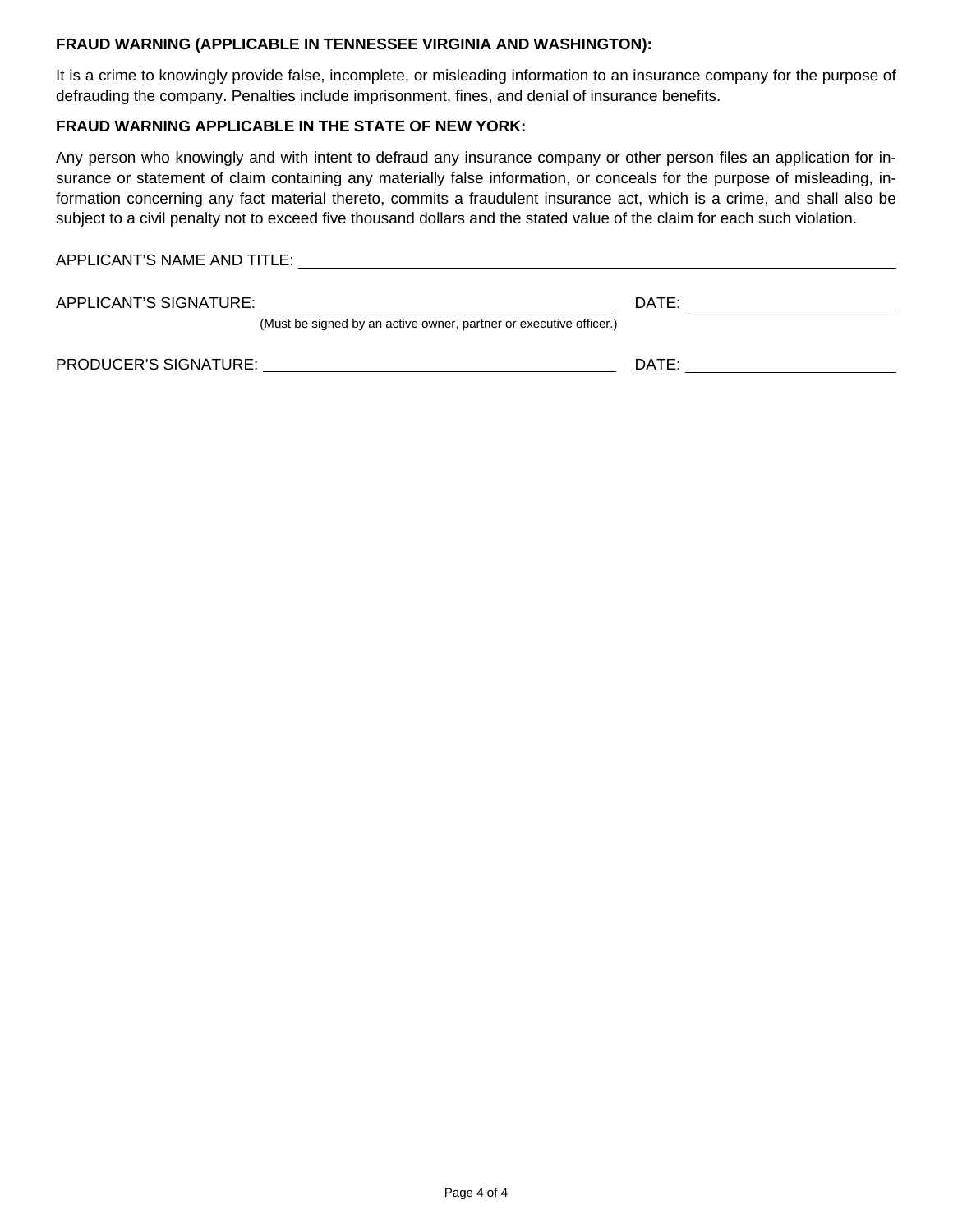**FRAUD WARNING (APPLICABLE IN TENNESSEE VIRGINIA AND WASHINGTON):**

It is a crime to knowingly provide false, incomplete, or misleading information to an insurance company for the purpose of defrauding the company. Penalties include imprisonment, fines, and denial of insurance benefits.

**FRAUD WARNING APPLICABLE IN THE STATE OF NEW YORK:**

Any person who knowingly and with intent to defraud any insurance company or other person files an application for insurance or statement of claim containing any materially false information, or conceals for the purpose of misleading, information concerning any fact material thereto, commits a fraudulent insurance act, which is a crime, and shall also be subject to a civil penalty not to exceed five thousand dollars and the stated value of the claim for each such violation.

APPLICANT'S NAME AND TITLE: ______________________________________________

APPLICANT'S SIGNATURE: ______________________________ DATE: ________________

(Must be signed by an active owner, partner or executive officer.)

PRODUCER'S SIGNATURE: ______________________________ DATE: ________________